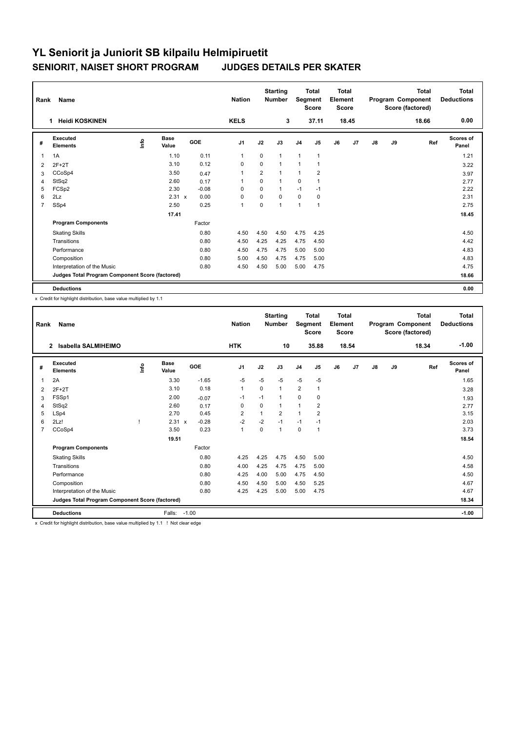# YL Seniorit ja Juniorit SB kilpailu Helmipiruetit

## SENIORIT, NAISET SHORT PROGRAM JUDGES DETAILS PER SKATER

| Rank | Name | | | | Nation | | Starting Number | | Total Segment Score | | Total Element Score | | | Total Program Component Score (factored) | | Total Deductions |
|---|---|---|---|---|---|---|---|---|---|---|---|---|---|---|---|---|
| 1 | Heidi KOSKINEN | | | | KELS | | 3 | | 37.11 | | 18.45 | | | 18.66 | | 0.00 |

| # | Executed Elements | Info | Base Value | | GOE | J1 | J2 | J3 | J4 | J5 | J6 | J7 | J8 | J9 | Ref | Scores of Panel |
|---|---|---|---|---|---|---|---|---|---|---|---|---|---|---|---|---|
| 1 | 1A | | 1.10 | | 0.11 | 1 | 0 | 1 | 1 | 1 | | | | | | 1.21 |
| 2 | 2F+2T | | 3.10 | | 0.12 | 0 | 0 | 1 | 1 | 1 | | | | | | 3.22 |
| 3 | CCoSp4 | | 3.50 | | 0.47 | 1 | 2 | 1 | 1 | 2 | | | | | | 3.97 |
| 4 | StSq2 | | 2.60 | | 0.17 | 1 | 0 | 1 | 0 | 1 | | | | | | 2.77 |
| 5 | FCSp2 | | 2.30 | | -0.08 | 0 | 0 | 1 | -1 | -1 | | | | | | 2.22 |
| 6 | 2Lz | | 2.31 | x | 0.00 | 0 | 0 | 0 | 0 | 0 | | | | | | 2.31 |
| 7 | SSp4 | | 2.50 | | 0.25 | 1 | 0 | 1 | 1 | 1 | | | | | | 2.75 |
| | | | 17.41 | | | | | | | | | | | | | 18.45 |
| | **Program Components** | | | | Factor | | | | | | | | | | | |
| | Skating Skills | | | | 0.80 | 4.50 | 4.50 | 4.50 | 4.75 | 4.25 | | | | | | 4.50 |
| | Transitions | | | | 0.80 | 4.50 | 4.25 | 4.25 | 4.75 | 4.50 | | | | | | 4.42 |
| | Performance | | | | 0.80 | 4.50 | 4.75 | 4.75 | 5.00 | 5.00 | | | | | | 4.83 |
| | Composition | | | | 0.80 | 5.00 | 4.50 | 4.75 | 4.75 | 5.00 | | | | | | 4.83 |
| | Interpretation of the Music | | | | 0.80 | 4.50 | 4.50 | 5.00 | 5.00 | 4.75 | | | | | | 4.75 |
| | **Judges Total Program Component Score (factored)** | | | | | | | | | | | | | | | 18.66 |
| | **Deductions** | | | | | | | | | | | | | | | 0.00 |

x Credit for highlight distribution, base value multiplied by 1.1

| Rank | Name | | | | Nation | | Starting Number | | Total Segment Score | | Total Element Score | | | Total Program Component Score (factored) | | Total Deductions |
|---|---|---|---|---|---|---|---|---|---|---|---|---|---|---|---|---|
| 2 | Isabella SALMIHEIMO | | | | HTK | | 10 | | 35.88 | | 18.54 | | | 18.34 | | -1.00 |

| # | Executed Elements | Info | Base Value | | GOE | J1 | J2 | J3 | J4 | J5 | J6 | J7 | J8 | J9 | Ref | Scores of Panel |
|---|---|---|---|---|---|---|---|---|---|---|---|---|---|---|---|---|
| 1 | 2A | | 3.30 | | -1.65 | -5 | -5 | -5 | -5 | -5 | | | | | | 1.65 |
| 2 | 2F+2T | | 3.10 | | 0.18 | 1 | 0 | 1 | 2 | 1 | | | | | | 3.28 |
| 3 | FSSp1 | | 2.00 | | -0.07 | -1 | -1 | 1 | 0 | 0 | | | | | | 1.93 |
| 4 | StSq2 | | 2.60 | | 0.17 | 0 | 0 | 1 | 1 | 2 | | | | | | 2.77 |
| 5 | LSp4 | | 2.70 | | 0.45 | 2 | 1 | 2 | 1 | 2 | | | | | | 3.15 |
| 6 | 2Lz! | ! | 2.31 | x | -0.28 | -2 | -2 | -1 | -1 | -1 | | | | | | 2.03 |
| 7 | CCoSp4 | | 3.50 | | 0.23 | 1 | 0 | 1 | 0 | 1 | | | | | | 3.73 |
| | | | 19.51 | | | | | | | | | | | | | 18.54 |
| | **Program Components** | | | | Factor | | | | | | | | | | | |
| | Skating Skills | | | | 0.80 | 4.25 | 4.25 | 4.75 | 4.50 | 5.00 | | | | | | 4.50 |
| | Transitions | | | | 0.80 | 4.00 | 4.25 | 4.75 | 4.75 | 5.00 | | | | | | 4.58 |
| | Performance | | | | 0.80 | 4.25 | 4.00 | 5.00 | 4.75 | 4.50 | | | | | | 4.50 |
| | Composition | | | | 0.80 | 4.50 | 4.50 | 5.00 | 4.50 | 5.25 | | | | | | 4.67 |
| | Interpretation of the Music | | | | 0.80 | 4.25 | 4.25 | 5.00 | 5.00 | 4.75 | | | | | | 4.67 |
| | **Judges Total Program Component Score (factored)** | | | | | | | | | | | | | | | 18.34 |
| | **Deductions** | | Falls: | -1.00 | | | | | | | | | | | | -1.00 |

x Credit for highlight distribution, base value multiplied by 1.1 ! Not clear edge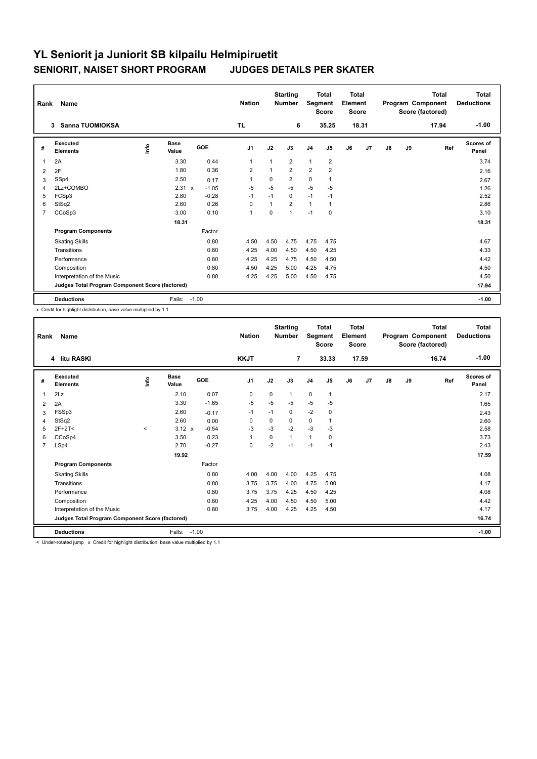# YL Seniorit ja Juniorit SB kilpailu Helmipiruetit

## SENIORIT, NAISET SHORT PROGRAM　　JUDGES DETAILS PER SKATER

| Rank | Name | Nation | Starting Number | Total Segment Score | Total Element Score | Total Program Component Score (factored) | Total Deductions |
|---|---|---|---|---|---|---|---|
| 3 | Sanna TUOMIOKSA | TL | 6 | 35.25 | 18.31 | 17.94 | -1.00 |

| # | Executed Elements | Info | Base Value | GOE | J1 | J2 | J3 | J4 | J5 | J6 | J7 | J8 | J9 | Ref | Scores of Panel |
|---|---|---|---|---|---|---|---|---|---|---|---|---|---|---|---|
| 1 | 2A | | 3.30 | 0.44 | 1 | 1 | 2 | 1 | 2 | | | | | | 3.74 |
| 2 | 2F | | 1.80 | 0.36 | 2 | 1 | 2 | 2 | 2 | | | | | | 2.16 |
| 3 | SSp4 | | 2.50 | 0.17 | 1 | 0 | 2 | 0 | 1 | | | | | | 2.67 |
| 4 | 2Lz+COMBO | | 2.31 x | -1.05 | -5 | -5 | -5 | -5 | -5 | | | | | | 1.26 |
| 5 | FCSp3 | | 2.80 | -0.28 | -1 | -1 | 0 | -1 | -1 | | | | | | 2.52 |
| 6 | StSq2 | | 2.60 | 0.26 | 0 | 1 | 2 | 1 | 1 | | | | | | 2.86 |
| 7 | CCoSp3 | | 3.00 | 0.10 | 1 | 0 | 1 | -1 | 0 | | | | | | 3.10 |
| | | | 18.31 | | | | | | | | | | | | 18.31 |
| | **Program Components** | | | Factor | | | | | | | | | | | |
| | Skating Skills | | | 0.80 | 4.50 | 4.50 | 4.75 | 4.75 | 4.75 | | | | | | 4.67 |
| | Transitions | | | 0.80 | 4.25 | 4.00 | 4.50 | 4.50 | 4.25 | | | | | | 4.33 |
| | Performance | | | 0.80 | 4.25 | 4.25 | 4.75 | 4.50 | 4.50 | | | | | | 4.42 |
| | Composition | | | 0.80 | 4.50 | 4.25 | 5.00 | 4.25 | 4.75 | | | | | | 4.50 |
| | Interpretation of the Music | | | 0.80 | 4.25 | 4.25 | 5.00 | 4.50 | 4.75 | | | | | | 4.50 |
| | **Judges Total Program Component Score (factored)** | | | | | | | | | | | | | | 17.94 |
| | **Deductions** | | Falls: | -1.00 | | | | | | | | | | | -1.00 |

x Credit for highlight distribution, base value multiplied by 1.1

| Rank | Name | Nation | Starting Number | Total Segment Score | Total Element Score | Total Program Component Score (factored) | Total Deductions |
|---|---|---|---|---|---|---|---|
| 4 | Iitu RASKI | KKJT | 7 | 33.33 | 17.59 | 16.74 | -1.00 |

| # | Executed Elements | Info | Base Value | GOE | J1 | J2 | J3 | J4 | J5 | J6 | J7 | J8 | J9 | Ref | Scores of Panel |
|---|---|---|---|---|---|---|---|---|---|---|---|---|---|---|---|
| 1 | 2Lz | | 2.10 | 0.07 | 0 | 0 | 1 | 0 | 1 | | | | | | 2.17 |
| 2 | 2A | | 3.30 | -1.65 | -5 | -5 | -5 | -5 | -5 | | | | | | 1.65 |
| 3 | FSSp3 | | 2.60 | -0.17 | -1 | -1 | 0 | -2 | 0 | | | | | | 2.43 |
| 4 | StSq2 | | 2.60 | 0.00 | 0 | 0 | 0 | 0 | 1 | | | | | | 2.60 |
| 5 | 2F+2T< | < | 3.12 x | -0.54 | -3 | -3 | -2 | -3 | -3 | | | | | | 2.58 |
| 6 | CCoSp4 | | 3.50 | 0.23 | 1 | 0 | 1 | 1 | 0 | | | | | | 3.73 |
| 7 | LSp4 | | 2.70 | -0.27 | 0 | -2 | -1 | -1 | -1 | | | | | | 2.43 |
| | | | 19.92 | | | | | | | | | | | | 17.59 |
| | **Program Components** | | | Factor | | | | | | | | | | | |
| | Skating Skills | | | 0.80 | 4.00 | 4.00 | 4.00 | 4.25 | 4.75 | | | | | | 4.08 |
| | Transitions | | | 0.80 | 3.75 | 3.75 | 4.00 | 4.75 | 5.00 | | | | | | 4.17 |
| | Performance | | | 0.80 | 3.75 | 3.75 | 4.25 | 4.50 | 4.25 | | | | | | 4.08 |
| | Composition | | | 0.80 | 4.25 | 4.00 | 4.50 | 4.50 | 5.00 | | | | | | 4.42 |
| | Interpretation of the Music | | | 0.80 | 3.75 | 4.00 | 4.25 | 4.25 | 4.50 | | | | | | 4.17 |
| | **Judges Total Program Component Score (factored)** | | | | | | | | | | | | | | 16.74 |
| | **Deductions** | | Falls: | -1.00 | | | | | | | | | | | -1.00 |

< Under-rotated jump　x Credit for highlight distribution, base value multiplied by 1.1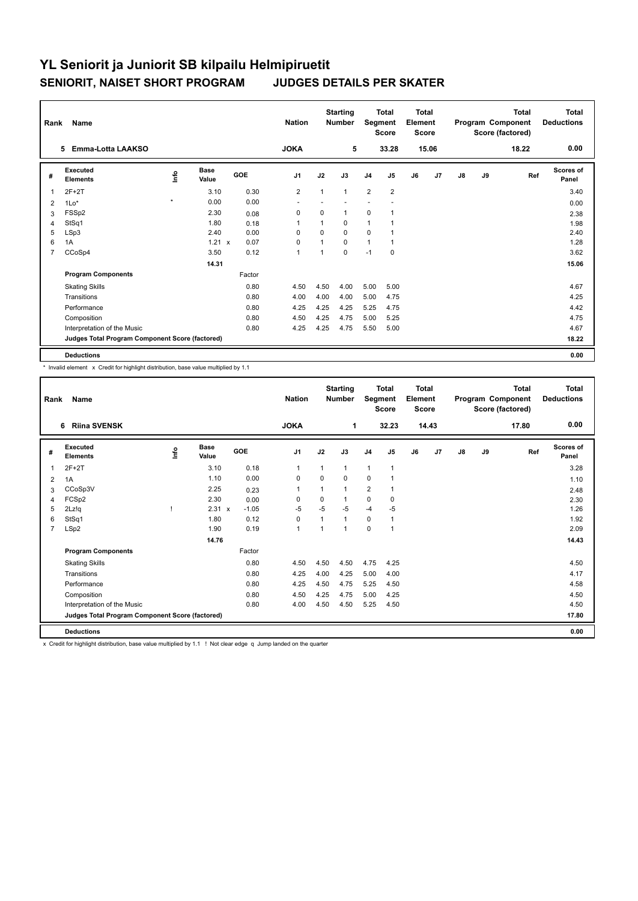# YL Seniorit ja Juniorit SB kilpailu Helmipiruetit

## SENIORIT, NAISET SHORT PROGRAM JUDGES DETAILS PER SKATER

| Rank | Name | Nation | Starting Number | Total Segment Score | Total Element Score | Total Program Component Score (factored) | Total Deductions |
|---|---|---|---|---|---|---|---|
| 5 | Emma-Lotta LAAKSO | JOKA | 5 | 33.28 | 15.06 | 18.22 | 0.00 |

| # | Executed Elements | Info | Base Value | | GOE | J1 | J2 | J3 | J4 | J5 | J6 | J7 | J8 | J9 | Ref | Scores of Panel |
|---|---|---|---|---|---|---|---|---|---|---|---|---|---|---|---|---|
| 1 | 2F+2T | | 3.10 | | 0.30 | 2 | 1 | 1 | 2 | 2 | | | | | | 3.40 |
| 2 | 1Lo* | * | 0.00 | | 0.00 | - | - | - | - | - | | | | | | 0.00 |
| 3 | FSSp2 | | 2.30 | | 0.08 | 0 | 0 | 1 | 0 | 1 | | | | | | 2.38 |
| 4 | StSq1 | | 1.80 | | 0.18 | 1 | 1 | 0 | 1 | 1 | | | | | | 1.98 |
| 5 | LSp3 | | 2.40 | | 0.00 | 0 | 0 | 0 | 0 | 1 | | | | | | 2.40 |
| 6 | 1A | | 1.21 | x | 0.07 | 0 | 1 | 0 | 1 | 1 | | | | | | 1.28 |
| 7 | CCoSp4 | | 3.50 | | 0.12 | 1 | 1 | 0 | -1 | 0 | | | | | | 3.62 |
| | | | 14.31 | | | | | | | | | | | | | 15.06 |
| | **Program Components** | | | | Factor | | | | | | | | | | | |
| | Skating Skills | | | | 0.80 | 4.50 | 4.50 | 4.00 | 5.00 | 5.00 | | | | | | 4.67 |
| | Transitions | | | | 0.80 | 4.00 | 4.00 | 4.00 | 5.00 | 4.75 | | | | | | 4.25 |
| | Performance | | | | 0.80 | 4.25 | 4.25 | 4.25 | 5.25 | 4.75 | | | | | | 4.42 |
| | Composition | | | | 0.80 | 4.50 | 4.25 | 4.75 | 5.00 | 5.25 | | | | | | 4.75 |
| | Interpretation of the Music | | | | 0.80 | 4.25 | 4.25 | 4.75 | 5.50 | 5.00 | | | | | | 4.67 |
| | **Judges Total Program Component Score (factored)** | | | | | | | | | | | | | | | 18.22 |
| | **Deductions** | | | | | | | | | | | | | | | 0.00 |

\* Invalid element x Credit for highlight distribution, base value multiplied by 1.1

| Rank | Name | Nation | Starting Number | Total Segment Score | Total Element Score | Total Program Component Score (factored) | Total Deductions |
|---|---|---|---|---|---|---|---|
| 6 | Riina SVENSK | JOKA | 1 | 32.23 | 14.43 | 17.80 | 0.00 |

| # | Executed Elements | Info | Base Value | | GOE | J1 | J2 | J3 | J4 | J5 | J6 | J7 | J8 | J9 | Ref | Scores of Panel |
|---|---|---|---|---|---|---|---|---|---|---|---|---|---|---|---|---|
| 1 | 2F+2T | | 3.10 | | 0.18 | 1 | 1 | 1 | 1 | 1 | | | | | | 3.28 |
| 2 | 1A | | 1.10 | | 0.00 | 0 | 0 | 0 | 0 | 1 | | | | | | 1.10 |
| 3 | CCoSp3V | | 2.25 | | 0.23 | 1 | 1 | 1 | 2 | 1 | | | | | | 2.48 |
| 4 | FCSp2 | | 2.30 | | 0.00 | 0 | 0 | 1 | 0 | 0 | | | | | | 2.30 |
| 5 | 2Lz!q | ! | 2.31 | x | -1.05 | -5 | -5 | -5 | -4 | -5 | | | | | | 1.26 |
| 6 | StSq1 | | 1.80 | | 0.12 | 0 | 1 | 1 | 0 | 1 | | | | | | 1.92 |
| 7 | LSp2 | | 1.90 | | 0.19 | 1 | 1 | 1 | 0 | 1 | | | | | | 2.09 |
| | | | 14.76 | | | | | | | | | | | | | 14.43 |
| | **Program Components** | | | | Factor | | | | | | | | | | | |
| | Skating Skills | | | | 0.80 | 4.50 | 4.50 | 4.50 | 4.75 | 4.25 | | | | | | 4.50 |
| | Transitions | | | | 0.80 | 4.25 | 4.00 | 4.25 | 5.00 | 4.00 | | | | | | 4.17 |
| | Performance | | | | 0.80 | 4.25 | 4.50 | 4.75 | 5.25 | 4.50 | | | | | | 4.58 |
| | Composition | | | | 0.80 | 4.50 | 4.25 | 4.75 | 5.00 | 4.25 | | | | | | 4.50 |
| | Interpretation of the Music | | | | 0.80 | 4.00 | 4.50 | 4.50 | 5.25 | 4.50 | | | | | | 4.50 |
| | **Judges Total Program Component Score (factored)** | | | | | | | | | | | | | | | 17.80 |
| | **Deductions** | | | | | | | | | | | | | | | 0.00 |

x Credit for highlight distribution, base value multiplied by 1.1 ! Not clear edge q Jump landed on the quarter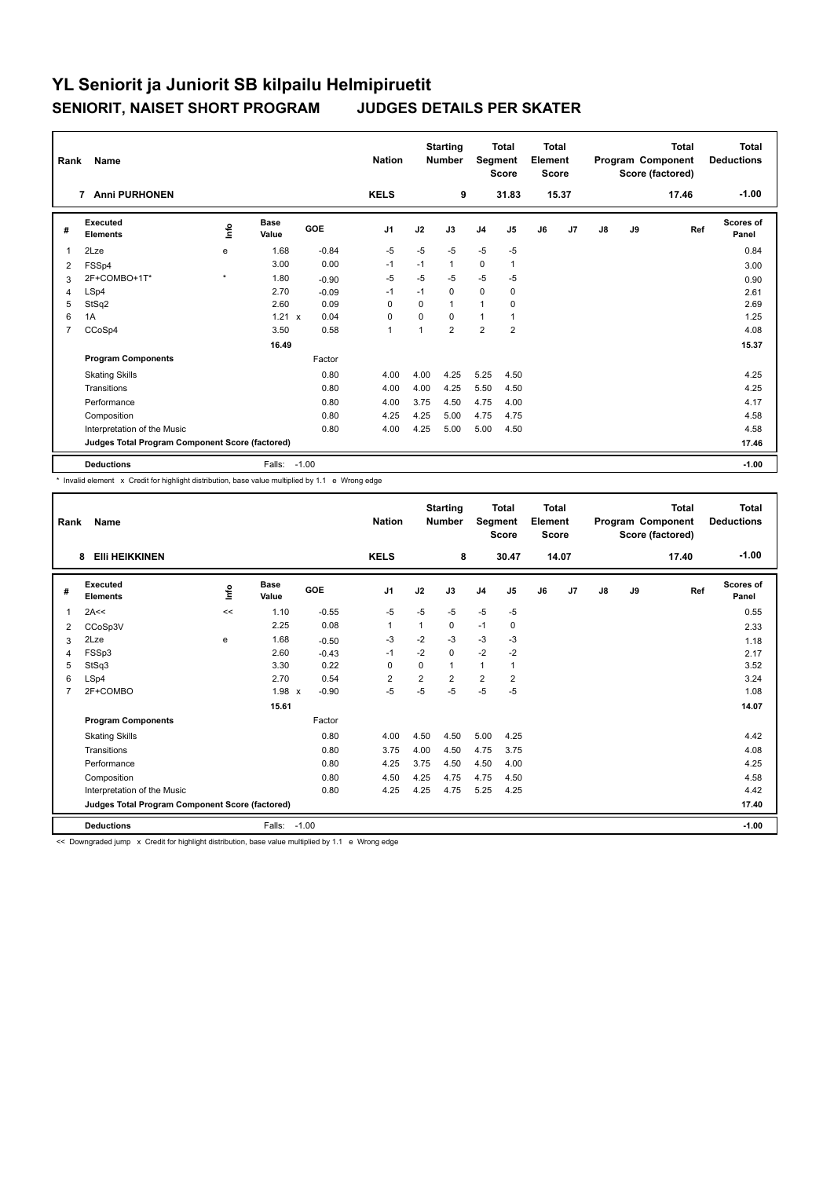# YL Seniorit ja Juniorit SB kilpailu Helmipiruetit

## SENIORIT, NAISET SHORT PROGRAM JUDGES DETAILS PER SKATER

| Rank | Name | Nation | Starting Number | Total Segment Score | Total Element Score | Total Program Component Score (factored) | Total Deductions |
|---|---|---|---|---|---|---|---|
| 7 | Anni PURHONEN | KELS | 9 | 31.83 | 15.37 | 17.46 | -1.00 |

| # | Executed Elements | Info | Base Value | | GOE | J1 | J2 | J3 | J4 | J5 | J6 | J7 | J8 | J9 | Ref | Scores of Panel |
|---|---|---|---|---|---|---|---|---|---|---|---|---|---|---|---|---|
| 1 | 2Lze | e | 1.68 | | -0.84 | -5 | -5 | -5 | -5 | -5 | | | | | | 0.84 |
| 2 | FSSp4 | | 3.00 | | 0.00 | -1 | -1 | 1 | 0 | 1 | | | | | | 3.00 |
| 3 | 2F+COMBO+1T* | * | 1.80 | | -0.90 | -5 | -5 | -5 | -5 | -5 | | | | | | 0.90 |
| 4 | LSp4 | | 2.70 | | -0.09 | -1 | -1 | 0 | 0 | 0 | | | | | | 2.61 |
| 5 | StSq2 | | 2.60 | | 0.09 | 0 | 0 | 1 | 1 | 0 | | | | | | 2.69 |
| 6 | 1A | | 1.21 | x | 0.04 | 0 | 0 | 0 | 1 | 1 | | | | | | 1.25 |
| 7 | CCoSp4 | | 3.50 | | 0.58 | 1 | 1 | 2 | 2 | 2 | | | | | | 4.08 |
| | | | 16.49 | | | | | | | | | | | | | 15.37 |
| | **Program Components** | | | | Factor | | | | | | | | | | | |
| | Skating Skills | | | | 0.80 | 4.00 | 4.00 | 4.25 | 5.25 | 4.50 | | | | | | 4.25 |
| | Transitions | | | | 0.80 | 4.00 | 4.00 | 4.25 | 5.50 | 4.50 | | | | | | 4.25 |
| | Performance | | | | 0.80 | 4.00 | 3.75 | 4.50 | 4.75 | 4.00 | | | | | | 4.17 |
| | Composition | | | | 0.80 | 4.25 | 4.25 | 5.00 | 4.75 | 4.75 | | | | | | 4.58 |
| | Interpretation of the Music | | | | 0.80 | 4.00 | 4.25 | 5.00 | 5.00 | 4.50 | | | | | | 4.58 |
| | **Judges Total Program Component Score (factored)** | | | | | | | | | | | | | | | 17.46 |
| | **Deductions** | | Falls: | -1.00 | | | | | | | | | | | | -1.00 |

\* Invalid element x Credit for highlight distribution, base value multiplied by 1.1 e Wrong edge

| Rank | Name | Nation | Starting Number | Total Segment Score | Total Element Score | Total Program Component Score (factored) | Total Deductions |
|---|---|---|---|---|---|---|---|
| 8 | Elli HEIKKINEN | KELS | 8 | 30.47 | 14.07 | 17.40 | -1.00 |

| # | Executed Elements | Info | Base Value | | GOE | J1 | J2 | J3 | J4 | J5 | J6 | J7 | J8 | J9 | Ref | Scores of Panel |
|---|---|---|---|---|---|---|---|---|---|---|---|---|---|---|---|---|
| 1 | 2A<< | << | 1.10 | | -0.55 | -5 | -5 | -5 | -5 | -5 | | | | | | 0.55 |
| 2 | CCoSp3V | | 2.25 | | 0.08 | 1 | 1 | 0 | -1 | 0 | | | | | | 2.33 |
| 3 | 2Lze | e | 1.68 | | -0.50 | -3 | -2 | -3 | -3 | -3 | | | | | | 1.18 |
| 4 | FSSp3 | | 2.60 | | -0.43 | -1 | -2 | 0 | -2 | -2 | | | | | | 2.17 |
| 5 | StSq3 | | 3.30 | | 0.22 | 0 | 0 | 1 | 1 | 1 | | | | | | 3.52 |
| 6 | LSp4 | | 2.70 | | 0.54 | 2 | 2 | 2 | 2 | 2 | | | | | | 3.24 |
| 7 | 2F+COMBO | | 1.98 | x | -0.90 | -5 | -5 | -5 | -5 | -5 | | | | | | 1.08 |
| | | | 15.61 | | | | | | | | | | | | | 14.07 |
| | **Program Components** | | | | Factor | | | | | | | | | | | |
| | Skating Skills | | | | 0.80 | 4.00 | 4.50 | 4.50 | 5.00 | 4.25 | | | | | | 4.42 |
| | Transitions | | | | 0.80 | 3.75 | 4.00 | 4.50 | 4.75 | 3.75 | | | | | | 4.08 |
| | Performance | | | | 0.80 | 4.25 | 3.75 | 4.50 | 4.50 | 4.00 | | | | | | 4.25 |
| | Composition | | | | 0.80 | 4.50 | 4.25 | 4.75 | 4.75 | 4.50 | | | | | | 4.58 |
| | Interpretation of the Music | | | | 0.80 | 4.25 | 4.25 | 4.75 | 5.25 | 4.25 | | | | | | 4.42 |
| | **Judges Total Program Component Score (factored)** | | | | | | | | | | | | | | | 17.40 |
| | **Deductions** | | Falls: | -1.00 | | | | | | | | | | | | -1.00 |

<< Downgraded jump x Credit for highlight distribution, base value multiplied by 1.1 e Wrong edge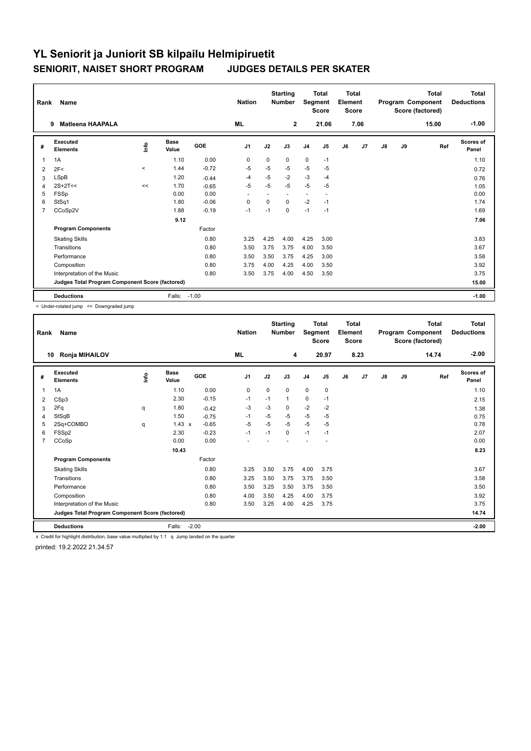# YL Seniorit ja Juniorit SB kilpailu Helmipiruetit

## SENIORIT, NAISET SHORT PROGRAM JUDGES DETAILS PER SKATER

| Rank | Name | Nation | Starting Number | Total Segment Score | Total Element Score | Total Program Component Score (factored) | Total Deductions |
|---|---|---|---|---|---|---|---|
| 9 | Matleena HAAPALA | ML | 2 | 21.06 | 7.06 | 15.00 | -1.00 |

| # | Executed Elements | Info | Base Value | GOE | J1 | J2 | J3 | J4 | J5 | J6 | J7 | J8 | J9 | Ref | Scores of Panel |
|---|---|---|---|---|---|---|---|---|---|---|---|---|---|---|---|
| 1 | 1A | | 1.10 | 0.00 | 0 | 0 | 0 | 0 | -1 | | | | | | 1.10 |
| 2 | 2F< | < | 1.44 | -0.72 | -5 | -5 | -5 | -5 | -5 | | | | | | 0.72 |
| 3 | LSpB | | 1.20 | -0.44 | -4 | -5 | -2 | -3 | -4 | | | | | | 0.76 |
| 4 | 2S+2T<< | << | 1.70 | -0.65 | -5 | -5 | -5 | -5 | -5 | | | | | | 1.05 |
| 5 | FSSp | | 0.00 | 0.00 | - | - | - | - | - | | | | | | 0.00 |
| 6 | StSq1 | | 1.80 | -0.06 | 0 | 0 | 0 | -2 | -1 | | | | | | 1.74 |
| 7 | CCoSp2V | | 1.88 | -0.19 | -1 | -1 | 0 | -1 | -1 | | | | | | 1.69 |
| | | | 9.12 | | | | | | | | | | | | 7.06 |
| | **Program Components** | | | Factor | | | | | | | | | | | |
| | Skating Skills | | | 0.80 | 3.25 | 4.25 | 4.00 | 4.25 | 3.00 | | | | | | 3.83 |
| | Transitions | | | 0.80 | 3.50 | 3.75 | 3.75 | 4.00 | 3.50 | | | | | | 3.67 |
| | Performance | | | 0.80 | 3.50 | 3.50 | 3.75 | 4.25 | 3.00 | | | | | | 3.58 |
| | Composition | | | 0.80 | 3.75 | 4.00 | 4.25 | 4.00 | 3.50 | | | | | | 3.92 |
| | Interpretation of the Music | | | 0.80 | 3.50 | 3.75 | 4.00 | 4.50 | 3.50 | | | | | | 3.75 |
| | **Judges Total Program Component Score (factored)** | | | | | | | | | | | | | | 15.00 |
| | **Deductions** | | Falls: | -1.00 | | | | | | | | | | | -1.00 |

< Under-rotated jump << Downgraded jump

| Rank | Name | Nation | Starting Number | Total Segment Score | Total Element Score | Total Program Component Score (factored) | Total Deductions |
|---|---|---|---|---|---|---|---|
| 10 | Ronja MIHAILOV | ML | 4 | 20.97 | 8.23 | 14.74 | -2.00 |

| # | Executed Elements | Info | Base Value | GOE | J1 | J2 | J3 | J4 | J5 | J6 | J7 | J8 | J9 | Ref | Scores of Panel |
|---|---|---|---|---|---|---|---|---|---|---|---|---|---|---|---|
| 1 | 1A | | 1.10 | 0.00 | 0 | 0 | 0 | 0 | 0 | | | | | | 1.10 |
| 2 | CSp3 | | 2.30 | -0.15 | -1 | -1 | 1 | 0 | -1 | | | | | | 2.15 |
| 3 | 2Fq | q | 1.80 | -0.42 | -3 | -3 | 0 | -2 | -2 | | | | | | 1.38 |
| 4 | StSqB | | 1.50 | -0.75 | -1 | -5 | -5 | -5 | -5 | | | | | | 0.75 |
| 5 | 2Sq+COMBO | q | 1.43 x | -0.65 | -5 | -5 | -5 | -5 | -5 | | | | | | 0.78 |
| 6 | FSSp2 | | 2.30 | -0.23 | -1 | -1 | 0 | -1 | -1 | | | | | | 2.07 |
| 7 | CCoSp | | 0.00 | 0.00 | - | - | - | - | - | | | | | | 0.00 |
| | | | 10.43 | | | | | | | | | | | | 8.23 |
| | **Program Components** | | | Factor | | | | | | | | | | | |
| | Skating Skills | | | 0.80 | 3.25 | 3.50 | 3.75 | 4.00 | 3.75 | | | | | | 3.67 |
| | Transitions | | | 0.80 | 3.25 | 3.50 | 3.75 | 3.75 | 3.50 | | | | | | 3.58 |
| | Performance | | | 0.80 | 3.50 | 3.25 | 3.50 | 3.75 | 3.50 | | | | | | 3.50 |
| | Composition | | | 0.80 | 4.00 | 3.50 | 4.25 | 4.00 | 3.75 | | | | | | 3.92 |
| | Interpretation of the Music | | | 0.80 | 3.50 | 3.25 | 4.00 | 4.25 | 3.75 | | | | | | 3.75 |
| | **Judges Total Program Component Score (factored)** | | | | | | | | | | | | | | 14.74 |
| | **Deductions** | | Falls: | -2.00 | | | | | | | | | | | -2.00 |

x Credit for highlight distribution, base value multiplied by 1.1 q Jump landed on the quarter

printed: 19.2.2022 21.34.57